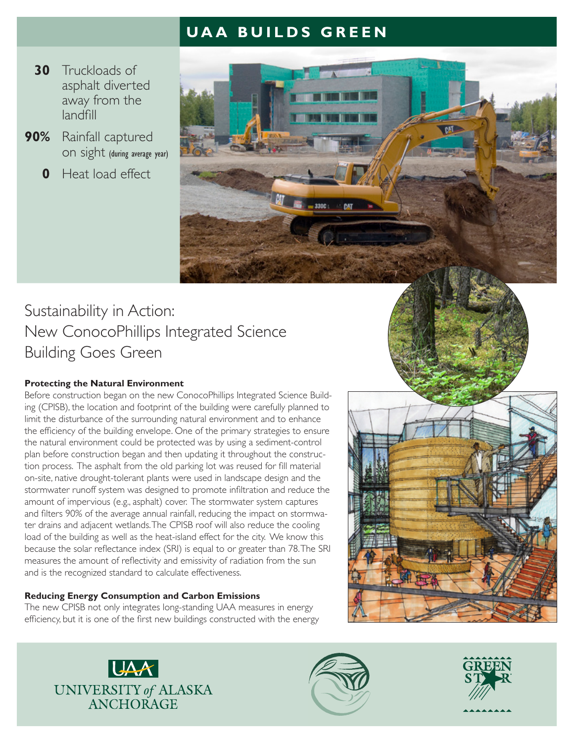# UAA BUILDS GREEN

**30** Truckloads of asphalt diverted away from the landfill

**90%** Rainfall captured on sight (during average year)

**0** Heat load effect

## Sustainability in Action: New ConocoPhillips Integrated Science Building Goes Green

### Protecting the Natural Environment

Before construction began on the new ConocoPhillips Integrated Science Building (CPISB), the location and footprint of the building were carefully planned to limit the disturbance of the surrounding natural environment and to enhance the efficiency of the building envelope. One of the primary strategies to ensure the natural environment could be protected was by using a sediment-control plan before construction began and then updating it throughout the construction process. The asphalt from the old parking lot was reused for fill material on-site, native drought-tolerant plants were used in landscape design and the stormwater runoff system was designed to promote infiltration and reduce the amount of impervious (e.g., asphalt) cover. The stormwater system captures and filters 90% of the average annual rainfall, reducing the impact on stormwater drains and adjacent wetlands. The CPISB roof will also reduce the cooling load of the building as well as the heat-island effect for the city. We know this because the solar reflectance index (SRI) is equal to or greater than 78. The SRI measures the amount of reflectivity and emissivity of radiation from the sun and is the recognized standard to calculate effectiveness.

### Reducing Energy Consumption and Carbon Emissions

The new CPISB not only integrates long-standing UAA measures in energy efficiency, but it is one of the first new buildings constructed with the energy

UAA
UNIVERSITY *of* ALASKA
ANCHORAGE

GREEN STAR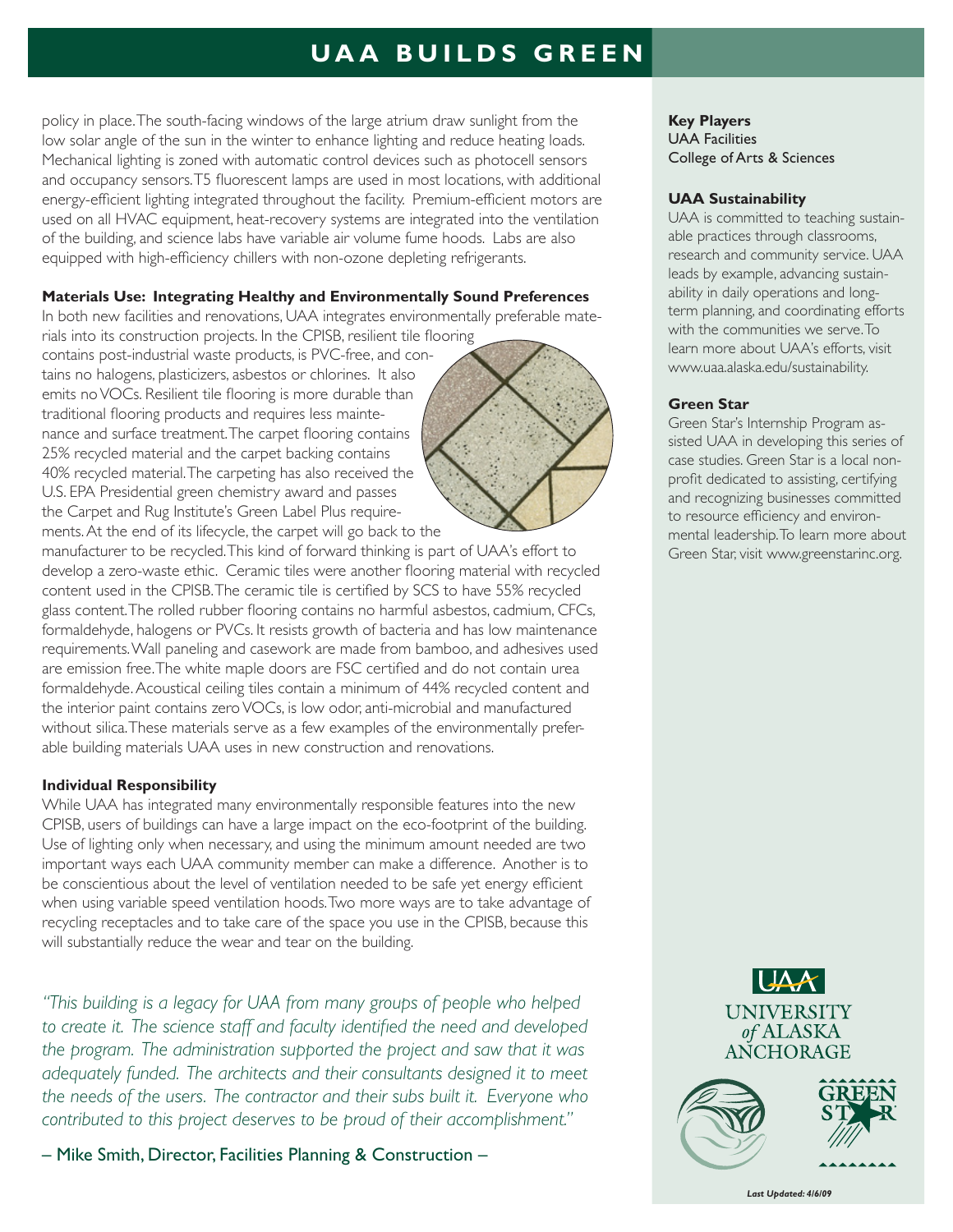policy in place. The south-facing windows of the large atrium draw sunlight from the low solar angle of the sun in the winter to enhance lighting and reduce heating loads. Mechanical lighting is zoned with automatic control devices such as photocell sensors and occupancy sensors. T5 fluorescent lamps are used in most locations, with additional energy-efficient lighting integrated throughout the facility. Premium-efficient motors are used on all HVAC equipment, heat-recovery systems are integrated into the ventilation of the building, and science labs have variable air volume fume hoods. Labs are also equipped with high-efficiency chillers with non-ozone depleting refrigerants.

**Materials Use: Integrating Healthy and Environmentally Sound Preferences**

In both new facilities and renovations, UAA integrates environmentally preferable materials into its construction projects. In the CPISB, resilient tile flooring contains post-industrial waste products, is PVC-free, and contains no halogens, plasticizers, asbestos or chlorines. It also emits no VOCs. Resilient tile flooring is more durable than traditional flooring products and requires less maintenance and surface treatment. The carpet flooring contains 25% recycled material and the carpet backing contains 40% recycled material. The carpeting has also received the U.S. EPA Presidential green chemistry award and passes the Carpet and Rug Institute's Green Label Plus requirements. At the end of its lifecycle, the carpet will go back to the manufacturer to be recycled. This kind of forward thinking is part of UAA's effort to develop a zero-waste ethic. Ceramic tiles were another flooring material with recycled content used in the CPISB. The ceramic tile is certified by SCS to have 55% recycled glass content. The rolled rubber flooring contains no harmful asbestos, cadmium, CFCs, formaldehyde, halogens or PVCs. It resists growth of bacteria and has low maintenance requirements. Wall paneling and casework are made from bamboo, and adhesives used are emission free. The white maple doors are FSC certified and do not contain urea formaldehyde. Acoustical ceiling tiles contain a minimum of 44% recycled content and the interior paint contains zero VOCs, is low odor, anti-microbial and manufactured without silica. These materials serve as a few examples of the environmentally preferable building materials UAA uses in new construction and renovations.

**Individual Responsibility**

While UAA has integrated many environmentally responsible features into the new CPISB, users of buildings can have a large impact on the eco-footprint of the building. Use of lighting only when necessary, and using the minimum amount needed are two important ways each UAA community member can make a difference. Another is to be conscientious about the level of ventilation needed to be safe yet energy efficient when using variable speed ventilation hoods. Two more ways are to take advantage of recycling receptacles and to take care of the space you use in the CPISB, because this will substantially reduce the wear and tear on the building.

*"This building is a legacy for UAA from many groups of people who helped to create it. The science staff and faculty identified the need and developed the program. The administration supported the project and saw that it was adequately funded. The architects and their consultants designed it to meet the needs of the users. The contractor and their subs built it. Everyone who contributed to this project deserves to be proud of their accomplishment."*

– Mike Smith, Director, Facilities Planning & Construction –

**Key Players**
UAA Facilities
College of Arts & Sciences

**UAA Sustainability**

UAA is committed to teaching sustainable practices through classrooms, research and community service. UAA leads by example, advancing sustainability in daily operations and long-term planning, and coordinating efforts with the communities we serve. To learn more about UAA's efforts, visit www.uaa.alaska.edu/sustainability.

**Green Star**

Green Star's Internship Program assisted UAA in developing this series of case studies. Green Star is a local nonprofit dedicated to assisting, certifying and recognizing businesses committed to resource efficiency and environmental leadership. To learn more about Green Star, visit www.greenstarinc.org.

UAA
UNIVERSITY of ALASKA ANCHORAGE

GREEN STAR

*Last Updated: 4/6/09*